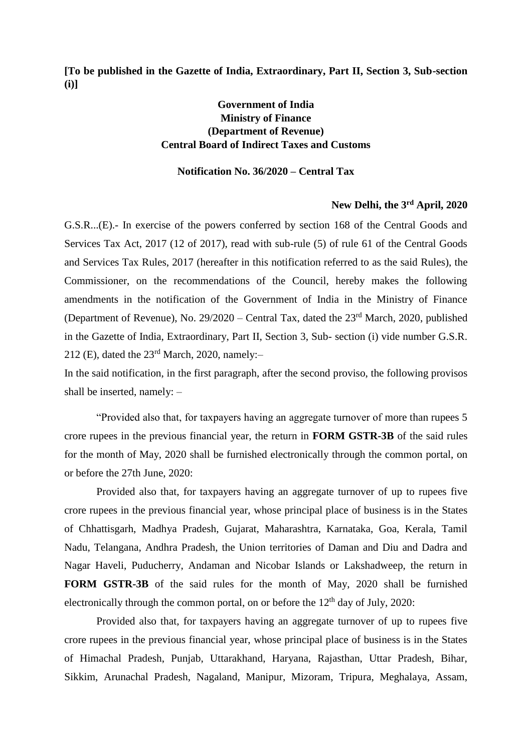**[To be published in the Gazette of India, Extraordinary, Part II, Section 3, Sub-section (i)]**

**Government of India**
**Ministry of Finance**
**(Department of Revenue)**
**Central Board of Indirect Taxes and Customs**

**Notification No. 36/2020 – Central Tax**

**New Delhi, the 3rd April, 2020**

G.S.R...(E).- In exercise of the powers conferred by section 168 of the Central Goods and Services Tax Act, 2017 (12 of 2017), read with sub-rule (5) of rule 61 of the Central Goods and Services Tax Rules, 2017 (hereafter in this notification referred to as the said Rules), the Commissioner, on the recommendations of the Council, hereby makes the following amendments in the notification of the Government of India in the Ministry of Finance (Department of Revenue), No. 29/2020 – Central Tax, dated the 23rd March, 2020, published in the Gazette of India, Extraordinary, Part II, Section 3, Sub- section (i) vide number G.S.R. 212 (E), dated the 23rd March, 2020, namely:–

In the said notification, in the first paragraph, after the second proviso, the following provisos shall be inserted, namely: –

"Provided also that, for taxpayers having an aggregate turnover of more than rupees 5 crore rupees in the previous financial year, the return in **FORM GSTR-3B** of the said rules for the month of May, 2020 shall be furnished electronically through the common portal, on or before the 27th June, 2020:

Provided also that, for taxpayers having an aggregate turnover of up to rupees five crore rupees in the previous financial year, whose principal place of business is in the States of Chhattisgarh, Madhya Pradesh, Gujarat, Maharashtra, Karnataka, Goa, Kerala, Tamil Nadu, Telangana, Andhra Pradesh, the Union territories of Daman and Diu and Dadra and Nagar Haveli, Puducherry, Andaman and Nicobar Islands or Lakshadweep, the return in **FORM GSTR-3B** of the said rules for the month of May, 2020 shall be furnished electronically through the common portal, on or before the 12th day of July, 2020:

Provided also that, for taxpayers having an aggregate turnover of up to rupees five crore rupees in the previous financial year, whose principal place of business is in the States of Himachal Pradesh, Punjab, Uttarakhand, Haryana, Rajasthan, Uttar Pradesh, Bihar, Sikkim, Arunachal Pradesh, Nagaland, Manipur, Mizoram, Tripura, Meghalaya, Assam,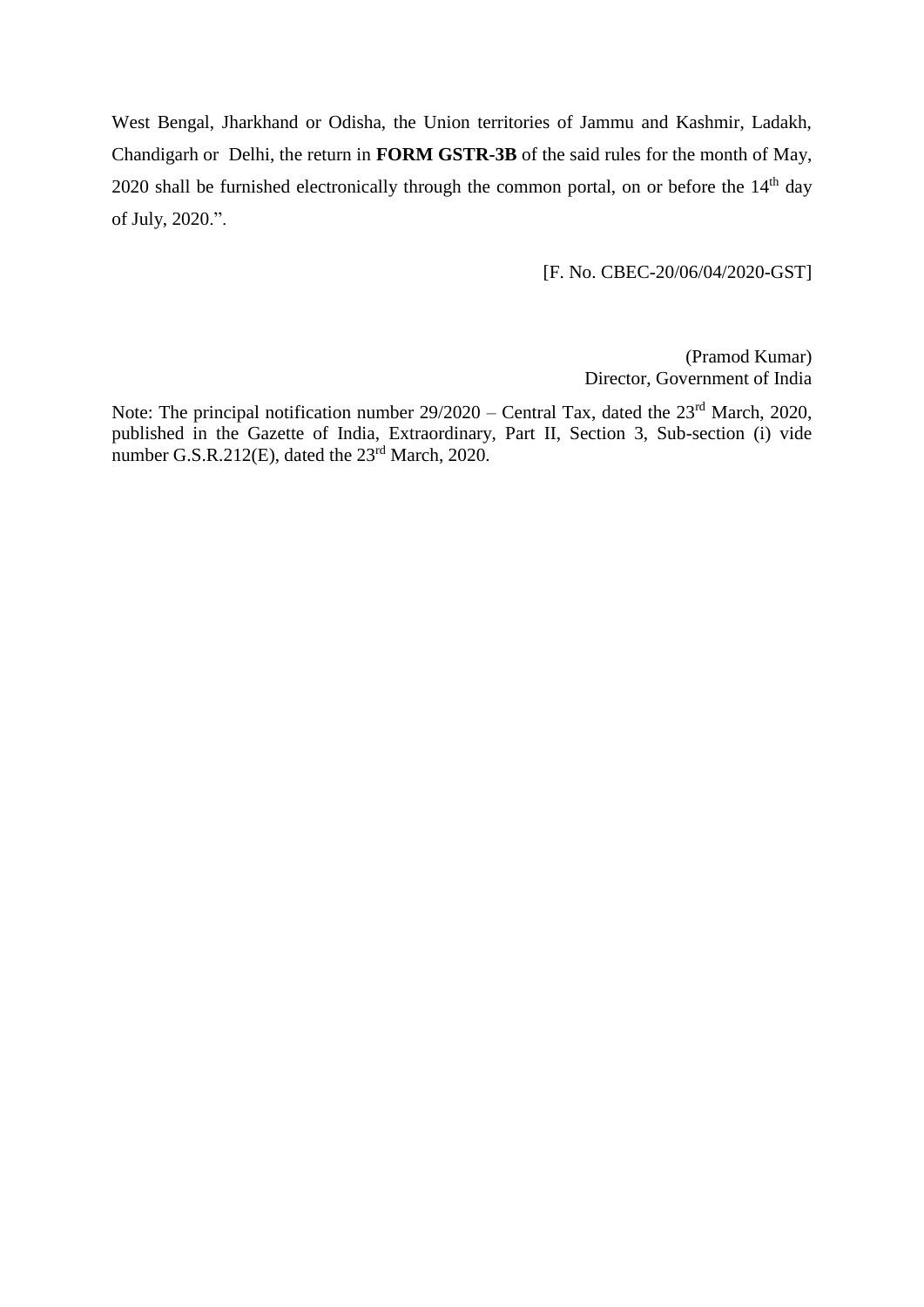West Bengal, Jharkhand or Odisha, the Union territories of Jammu and Kashmir, Ladakh, Chandigarh or Delhi, the return in **FORM GSTR-3B** of the said rules for the month of May, 2020 shall be furnished electronically through the common portal, on or before the 14th day of July, 2020.".

[F. No. CBEC-20/06/04/2020-GST]

(Pramod Kumar)
Director, Government of India

Note: The principal notification number 29/2020 – Central Tax, dated the 23rd March, 2020, published in the Gazette of India, Extraordinary, Part II, Section 3, Sub-section (i) vide number G.S.R.212(E), dated the 23rd March, 2020.